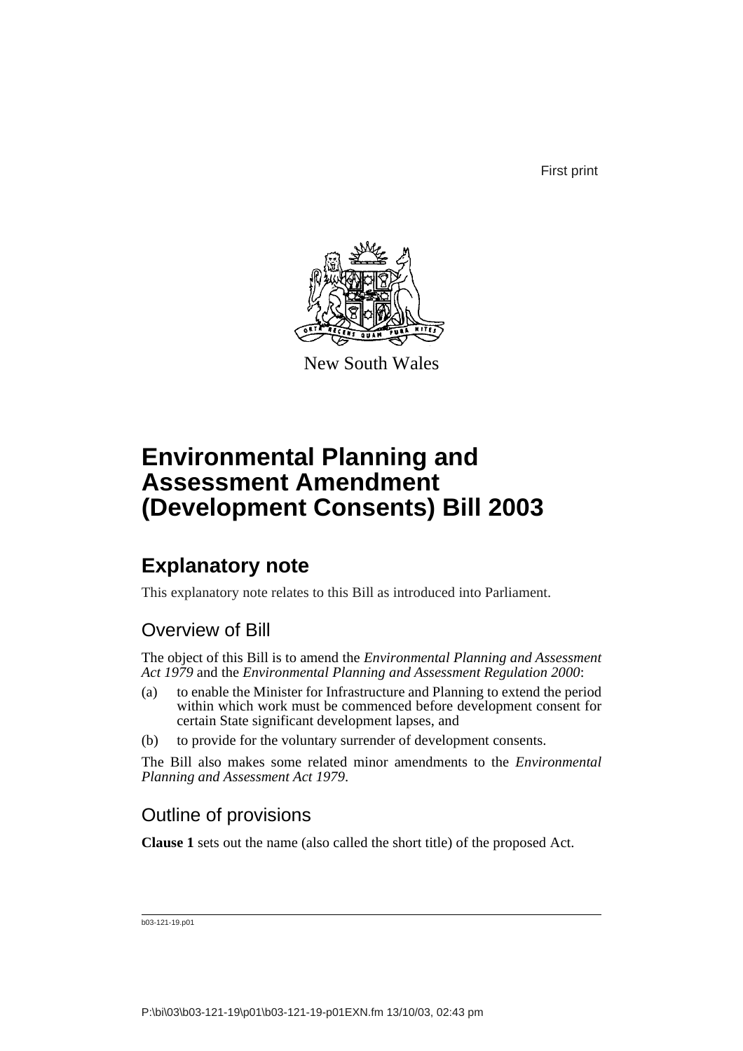First print

New South Wales

# Environmental Planning and Assessment Amendment (Development Consents) Bill 2003

## Explanatory note

This explanatory note relates to this Bill as introduced into Parliament.

### Overview of Bill

The object of this Bill is to amend the *Environmental Planning and Assessment Act 1979* and the *Environmental Planning and Assessment Regulation 2000*:

(a) to enable the Minister for Infrastructure and Planning to extend the period within which work must be commenced before development consent for certain State significant development lapses, and

(b) to provide for the voluntary surrender of development consents.

The Bill also makes some related minor amendments to the *Environmental Planning and Assessment Act 1979*.

### Outline of provisions

**Clause 1** sets out the name (also called the short title) of the proposed Act.

b03-121-19.p01

P:\bi\03\b03-121-19\p01\b03-121-19-p01EXN.fm 13/10/03, 02:43 pm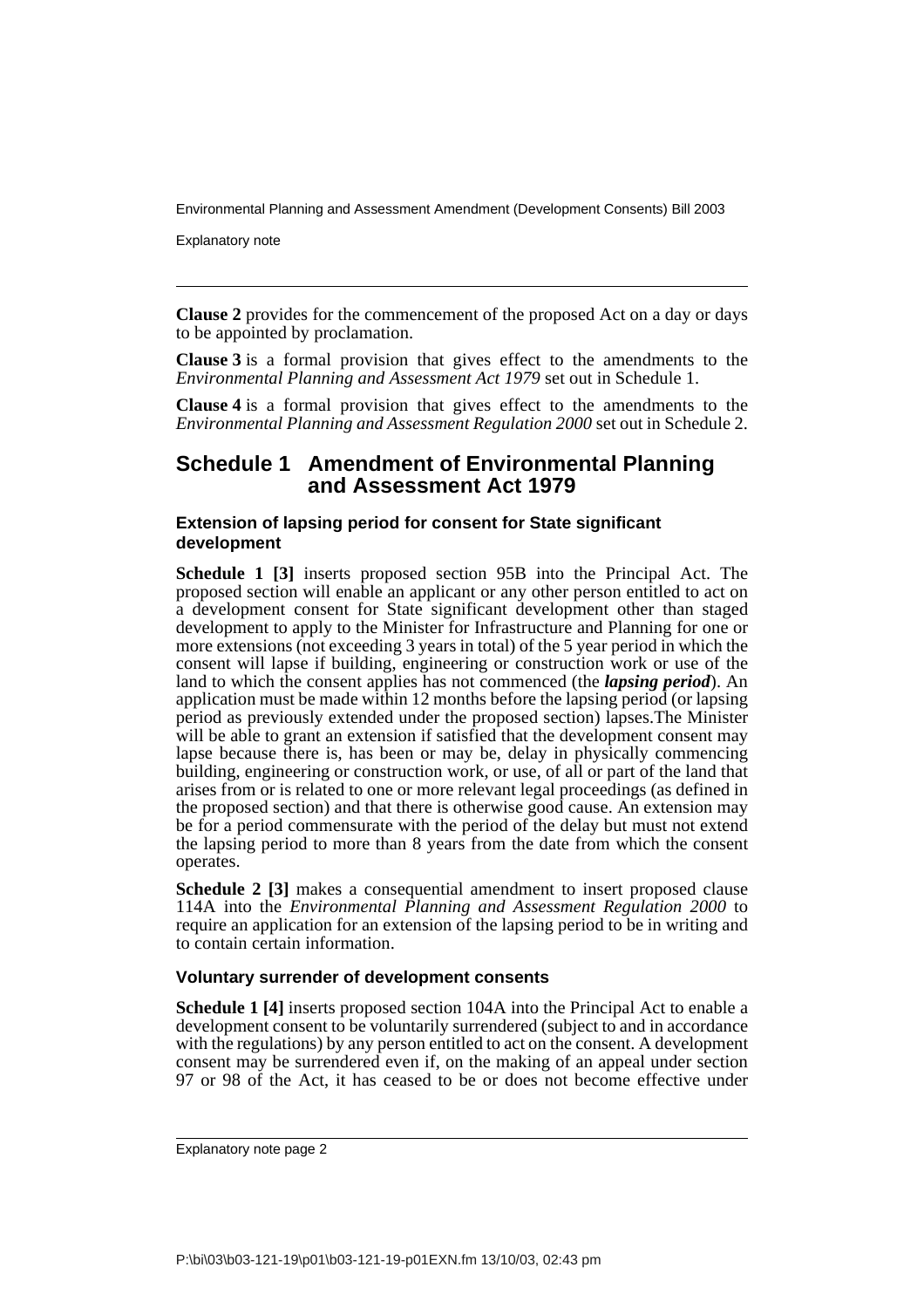**Clause 2** provides for the commencement of the proposed Act on a day or days to be appointed by proclamation.

**Clause 3** is a formal provision that gives effect to the amendments to the *Environmental Planning and Assessment Act 1979* set out in Schedule 1.

**Clause 4** is a formal provision that gives effect to the amendments to the *Environmental Planning and Assessment Regulation 2000* set out in Schedule 2.

## Schedule 1 Amendment of Environmental Planning and Assessment Act 1979

### Extension of lapsing period for consent for State significant development

**Schedule 1 [3]** inserts proposed section 95B into the Principal Act. The proposed section will enable an applicant or any other person entitled to act on a development consent for State significant development other than staged development to apply to the Minister for Infrastructure and Planning for one or more extensions (not exceeding 3 years in total) of the 5 year period in which the consent will lapse if building, engineering or construction work or use of the land to which the consent applies has not commenced (the ***lapsing period***). An application must be made within 12 months before the lapsing period (or lapsing period as previously extended under the proposed section) lapses.The Minister will be able to grant an extension if satisfied that the development consent may lapse because there is, has been or may be, delay in physically commencing building, engineering or construction work, or use, of all or part of the land that arises from or is related to one or more relevant legal proceedings (as defined in the proposed section) and that there is otherwise good cause. An extension may be for a period commensurate with the period of the delay but must not extend the lapsing period to more than 8 years from the date from which the consent operates.

**Schedule 2 [3]** makes a consequential amendment to insert proposed clause 114A into the *Environmental Planning and Assessment Regulation 2000* to require an application for an extension of the lapsing period to be in writing and to contain certain information.

### Voluntary surrender of development consents

**Schedule 1 [4]** inserts proposed section 104A into the Principal Act to enable a development consent to be voluntarily surrendered (subject to and in accordance with the regulations) by any person entitled to act on the consent. A development consent may be surrendered even if, on the making of an appeal under section 97 or 98 of the Act, it has ceased to be or does not become effective under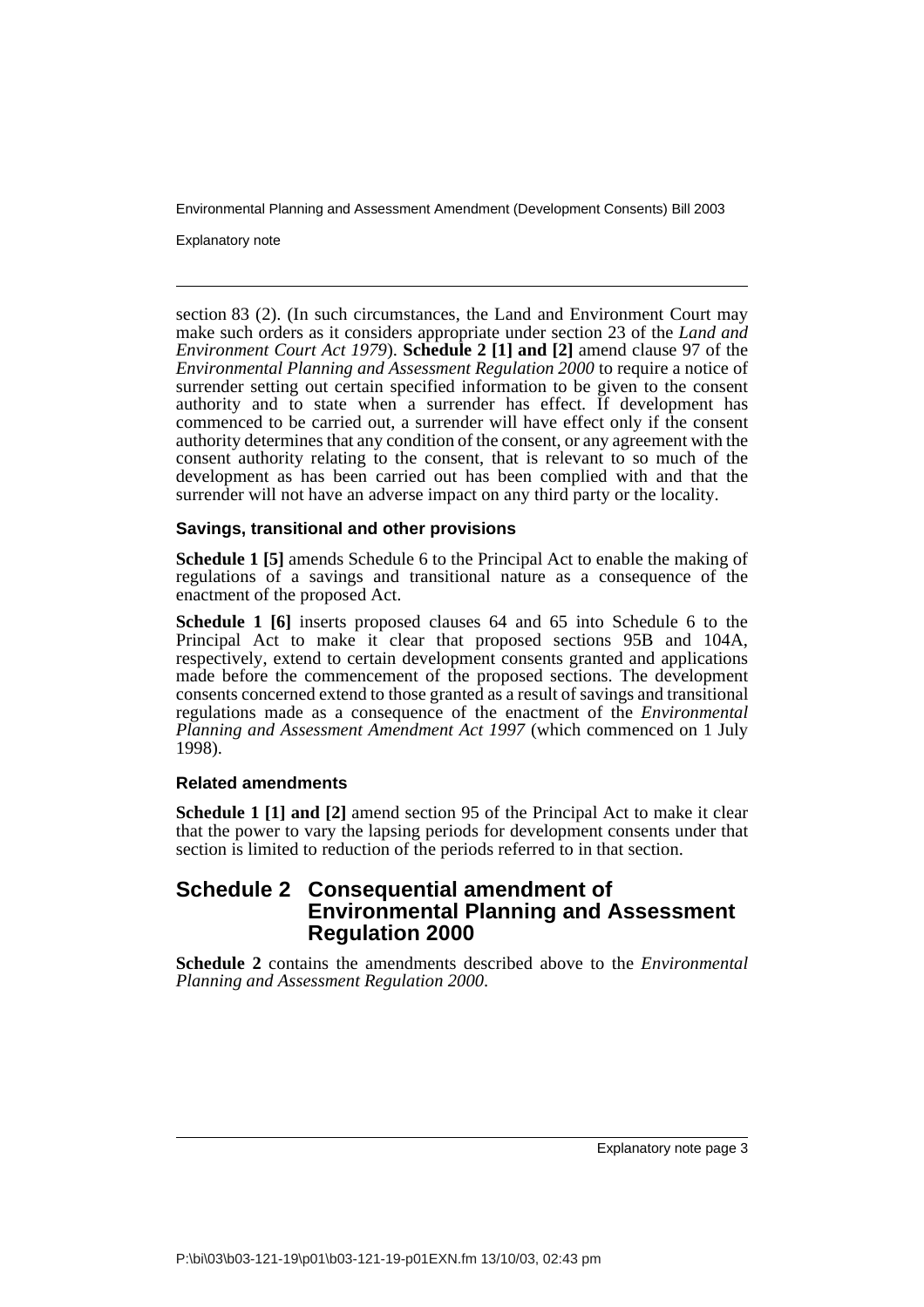section 83 (2). (In such circumstances, the Land and Environment Court may make such orders as it considers appropriate under section 23 of the *Land and Environment Court Act 1979*). **Schedule 2 [1] and [2]** amend clause 97 of the *Environmental Planning and Assessment Regulation 2000* to require a notice of surrender setting out certain specified information to be given to the consent authority and to state when a surrender has effect. If development has commenced to be carried out, a surrender will have effect only if the consent authority determines that any condition of the consent, or any agreement with the consent authority relating to the consent, that is relevant to so much of the development as has been carried out has been complied with and that the surrender will not have an adverse impact on any third party or the locality.

### Savings, transitional and other provisions

**Schedule 1 [5]** amends Schedule 6 to the Principal Act to enable the making of regulations of a savings and transitional nature as a consequence of the enactment of the proposed Act.

**Schedule 1 [6]** inserts proposed clauses 64 and 65 into Schedule 6 to the Principal Act to make it clear that proposed sections 95B and 104A, respectively, extend to certain development consents granted and applications made before the commencement of the proposed sections. The development consents concerned extend to those granted as a result of savings and transitional regulations made as a consequence of the enactment of the *Environmental Planning and Assessment Amendment Act 1997* (which commenced on 1 July 1998).

### Related amendments

**Schedule 1 [1] and [2]** amend section 95 of the Principal Act to make it clear that the power to vary the lapsing periods for development consents under that section is limited to reduction of the periods referred to in that section.

## Schedule 2 Consequential amendment of Environmental Planning and Assessment Regulation 2000

**Schedule 2** contains the amendments described above to the *Environmental Planning and Assessment Regulation 2000*.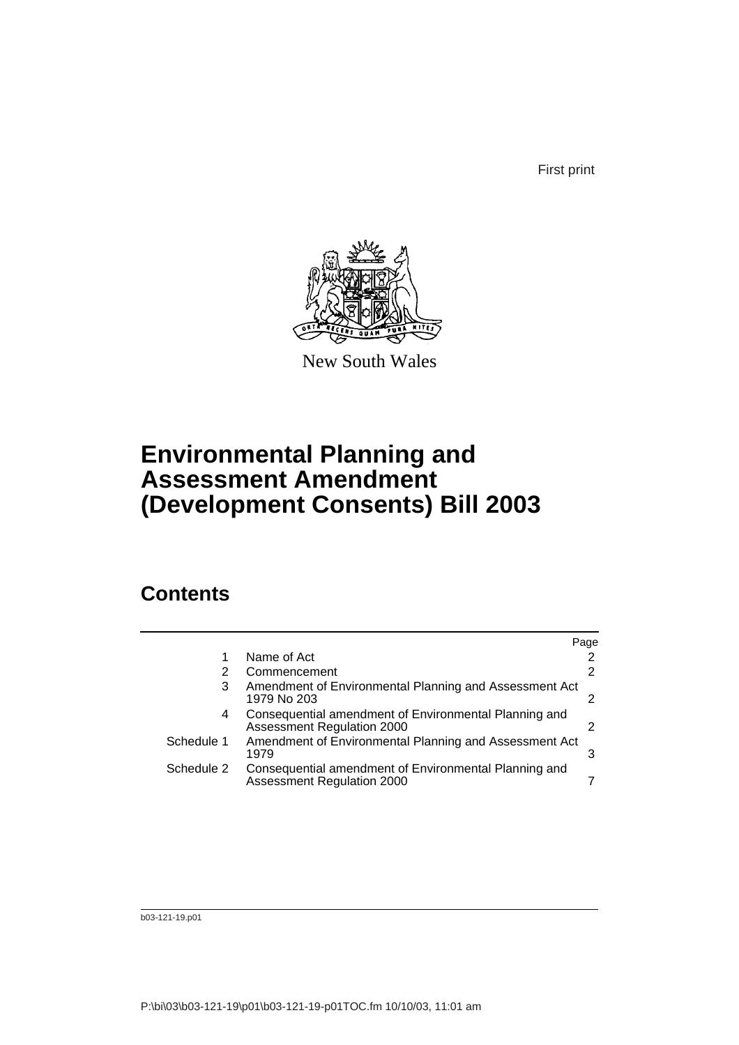First print

New South Wales

# Environmental Planning and Assessment Amendment (Development Consents) Bill 2003

## Contents

| | | Page |
|---|---|---|
| 1 | Name of Act | 2 |
| 2 | Commencement | 2 |
| 3 | Amendment of Environmental Planning and Assessment Act 1979 No 203 | 2 |
| 4 | Consequential amendment of Environmental Planning and Assessment Regulation 2000 | 2 |
| Schedule 1 | Amendment of Environmental Planning and Assessment Act 1979 | 3 |
| Schedule 2 | Consequential amendment of Environmental Planning and Assessment Regulation 2000 | 7 |

b03-121-19.p01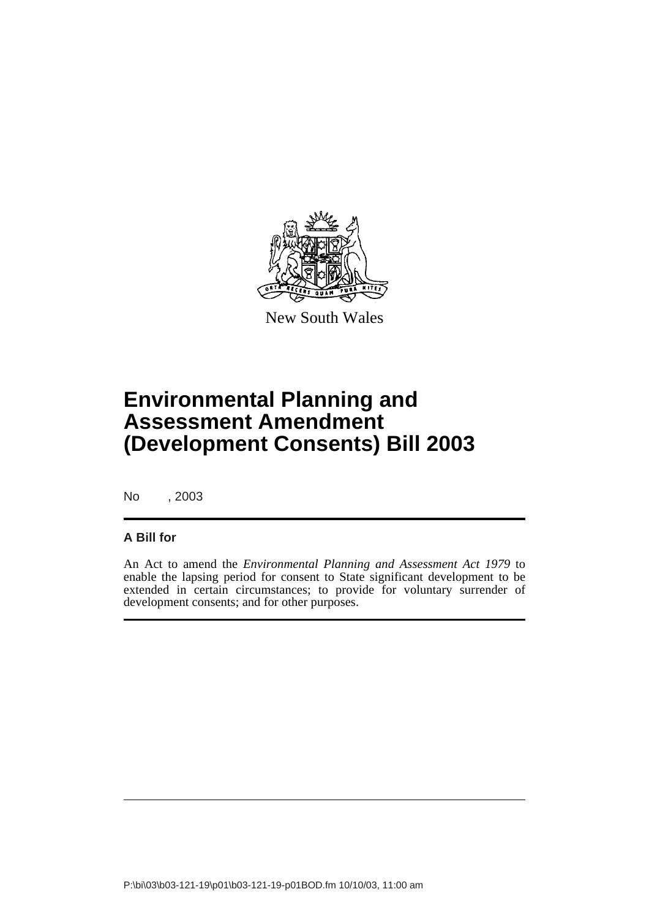New South Wales

# Environmental Planning and Assessment Amendment (Development Consents) Bill 2003

No , 2003

**A Bill for**

An Act to amend the *Environmental Planning and Assessment Act 1979* to enable the lapsing period for consent to State significant development to be extended in certain circumstances; to provide for voluntary surrender of development consents; and for other purposes.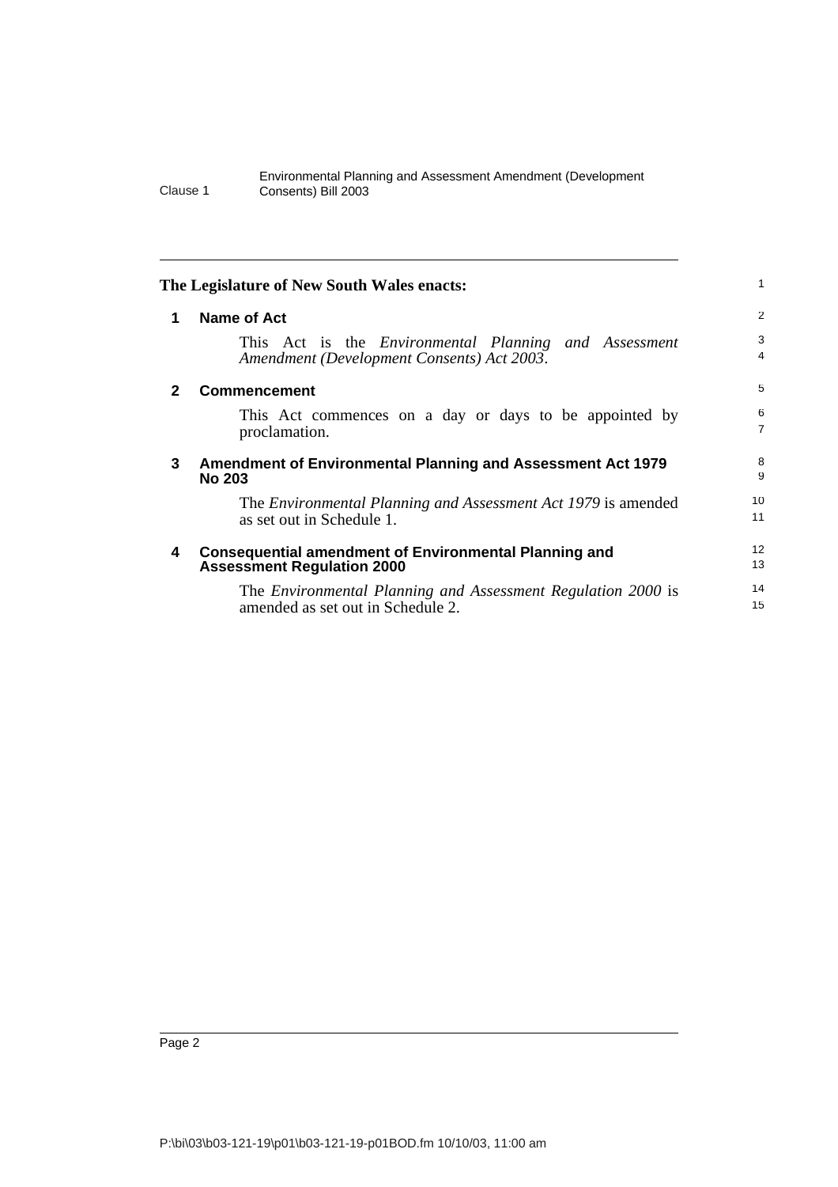**The Legislature of New South Wales enacts:**

## 1 Name of Act

This Act is the *Environmental Planning and Assessment Amendment (Development Consents) Act 2003*.

## 2 Commencement

This Act commences on a day or days to be appointed by proclamation.

## 3 Amendment of Environmental Planning and Assessment Act 1979 No 203

The *Environmental Planning and Assessment Act 1979* is amended as set out in Schedule 1.

## 4 Consequential amendment of Environmental Planning and Assessment Regulation 2000

The *Environmental Planning and Assessment Regulation 2000* is amended as set out in Schedule 2.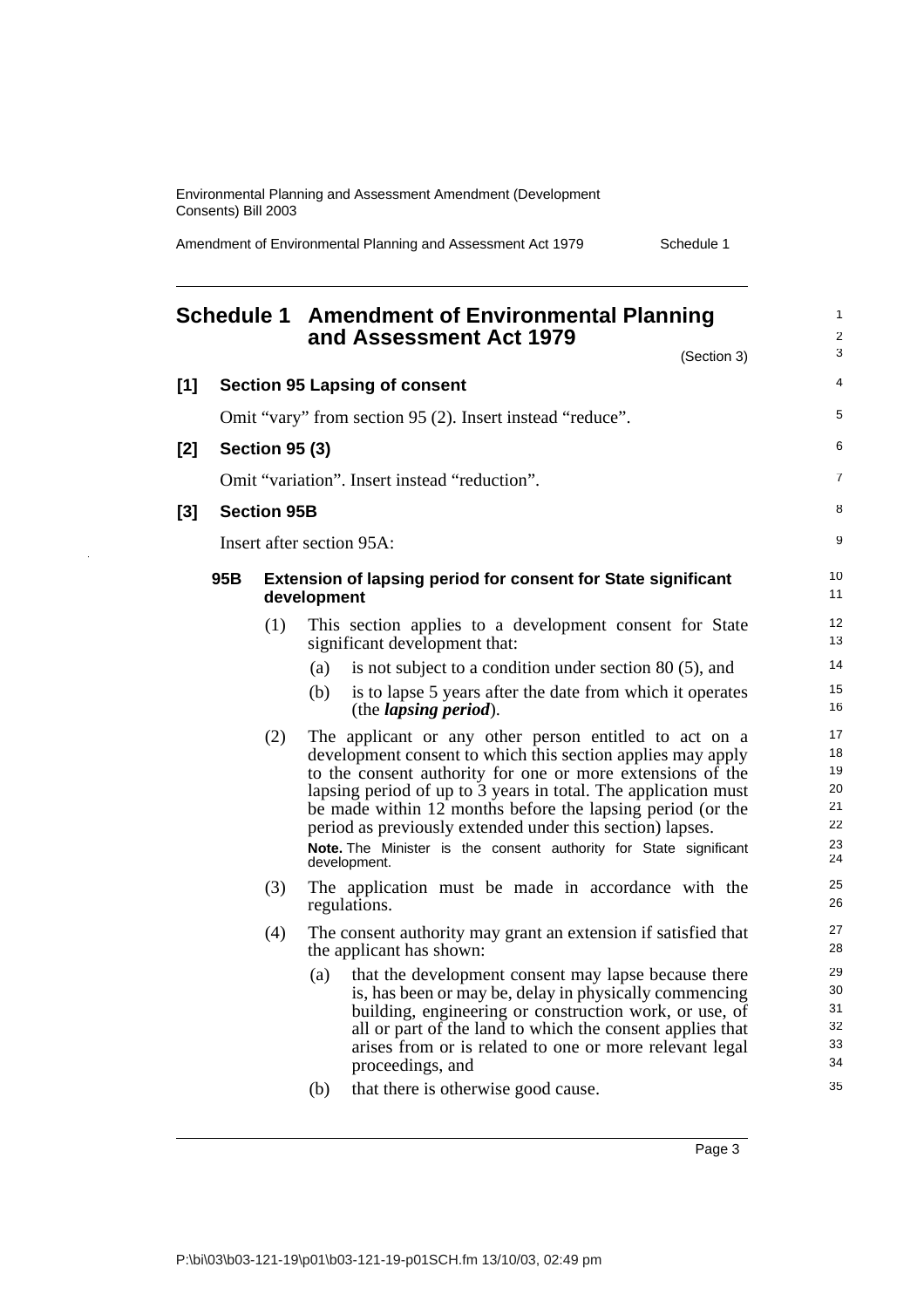# Schedule 1 Amendment of Environmental Planning and Assessment Act 1979

(Section 3)

**[1] Section 95 Lapsing of consent**

Omit "vary" from section 95 (2). Insert instead "reduce".

**[2] Section 95 (3)**

Omit "variation". Insert instead "reduction".

**[3] Section 95B**

Insert after section 95A:

**95B Extension of lapsing period for consent for State significant development**

(1) This section applies to a development consent for State significant development that:

(a) is not subject to a condition under section 80 (5), and

(b) is to lapse 5 years after the date from which it operates (the ***lapsing period***).

(2) The applicant or any other person entitled to act on a development consent to which this section applies may apply to the consent authority for one or more extensions of the lapsing period of up to 3 years in total. The application must be made within 12 months before the lapsing period (or the period as previously extended under this section) lapses.

**Note.** The Minister is the consent authority for State significant development.

(3) The application must be made in accordance with the regulations.

(4) The consent authority may grant an extension if satisfied that the applicant has shown:

(a) that the development consent may lapse because there is, has been or may be, delay in physically commencing building, engineering or construction work, or use, of all or part of the land to which the consent applies that arises from or is related to one or more relevant legal proceedings, and

(b) that there is otherwise good cause.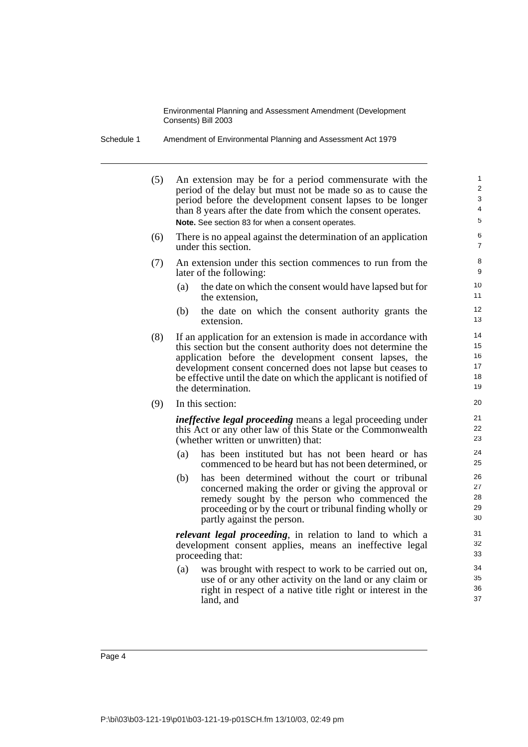(5) An extension may be for a period commensurate with the period of the delay but must not be made so as to cause the period before the development consent lapses to be longer than 8 years after the date from which the consent operates.

**Note.** See section 83 for when a consent operates.

(6) There is no appeal against the determination of an application under this section.

(7) An extension under this section commences to run from the later of the following:

(a) the date on which the consent would have lapsed but for the extension,

(b) the date on which the consent authority grants the extension.

(8) If an application for an extension is made in accordance with this section but the consent authority does not determine the application before the development consent lapses, the development consent concerned does not lapse but ceases to be effective until the date on which the applicant is notified of the determination.

(9) In this section:

***ineffective legal proceeding*** means a legal proceeding under this Act or any other law of this State or the Commonwealth (whether written or unwritten) that:

(a) has been instituted but has not been heard or has commenced to be heard but has not been determined, or

(b) has been determined without the court or tribunal concerned making the order or giving the approval or remedy sought by the person who commenced the proceeding or by the court or tribunal finding wholly or partly against the person.

***relevant legal proceeding***, in relation to land to which a development consent applies, means an ineffective legal proceeding that:

(a) was brought with respect to work to be carried out on, use of or any other activity on the land or any claim or right in respect of a native title right or interest in the land, and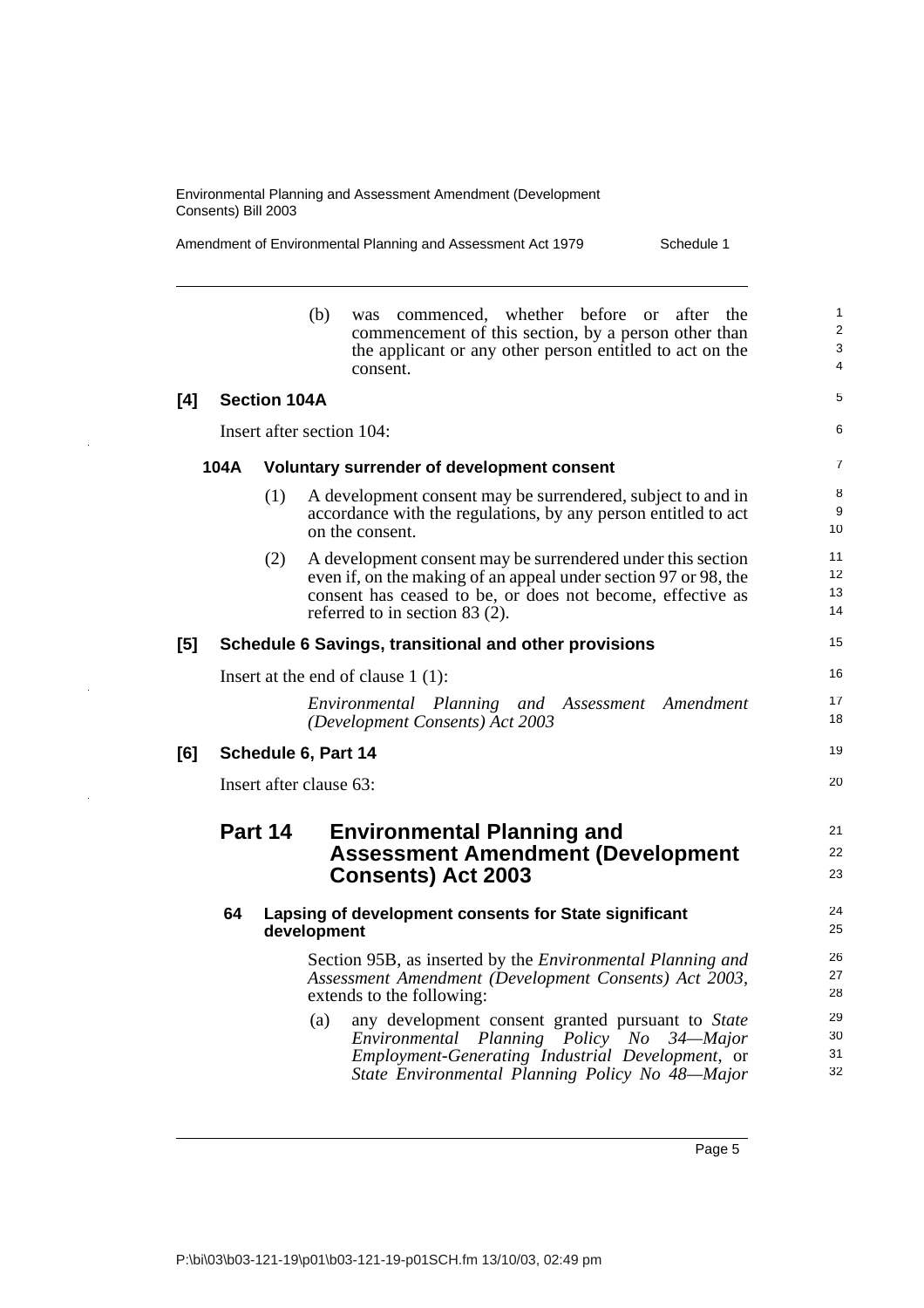(b) was commenced, whether before or after the commencement of this section, by a person other than the applicant or any other person entitled to act on the consent.

**[4] Section 104A**

Insert after section 104:

**104A Voluntary surrender of development consent**

(1) A development consent may be surrendered, subject to and in accordance with the regulations, by any person entitled to act on the consent.

(2) A development consent may be surrendered under this section even if, on the making of an appeal under section 97 or 98, the consent has ceased to be, or does not become, effective as referred to in section 83 (2).

**[5] Schedule 6 Savings, transitional and other provisions**

Insert at the end of clause 1 (1):

*Environmental Planning and Assessment Amendment (Development Consents) Act 2003*

**[6] Schedule 6, Part 14**

Insert after clause 63:

## Part 14 Environmental Planning and Assessment Amendment (Development Consents) Act 2003

**64 Lapsing of development consents for State significant development**

Section 95B, as inserted by the *Environmental Planning and Assessment Amendment (Development Consents) Act 2003*, extends to the following:

(a) any development consent granted pursuant to *State Environmental Planning Policy No 34—Major Employment-Generating Industrial Development*, or *State Environmental Planning Policy No 48—Major*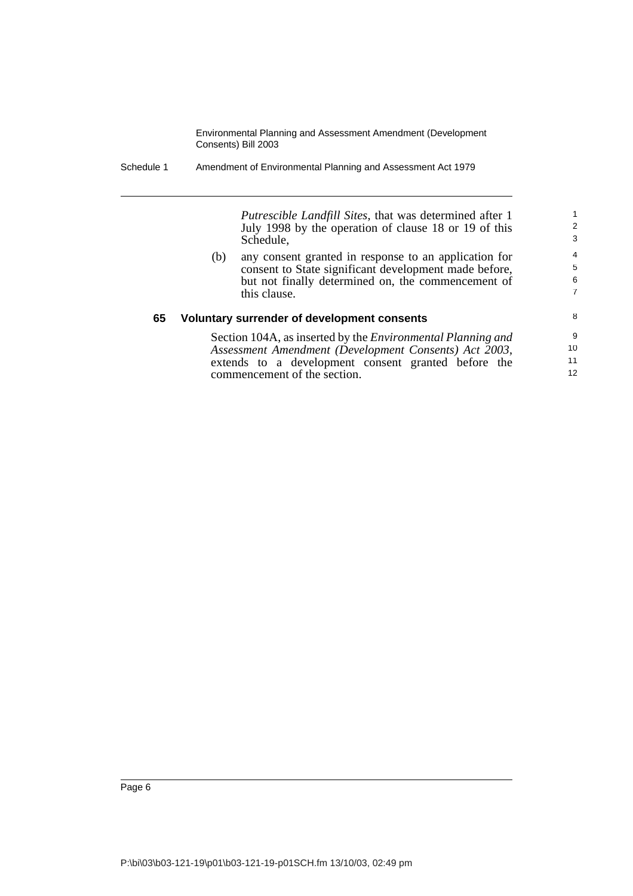*Putrescible Landfill Sites*, that was determined after 1 July 1998 by the operation of clause 18 or 19 of this Schedule,

(b) any consent granted in response to an application for consent to State significant development made before, but not finally determined on, the commencement of this clause.

### 65 Voluntary surrender of development consents

Section 104A, as inserted by the *Environmental Planning and Assessment Amendment (Development Consents) Act 2003*, extends to a development consent granted before the commencement of the section.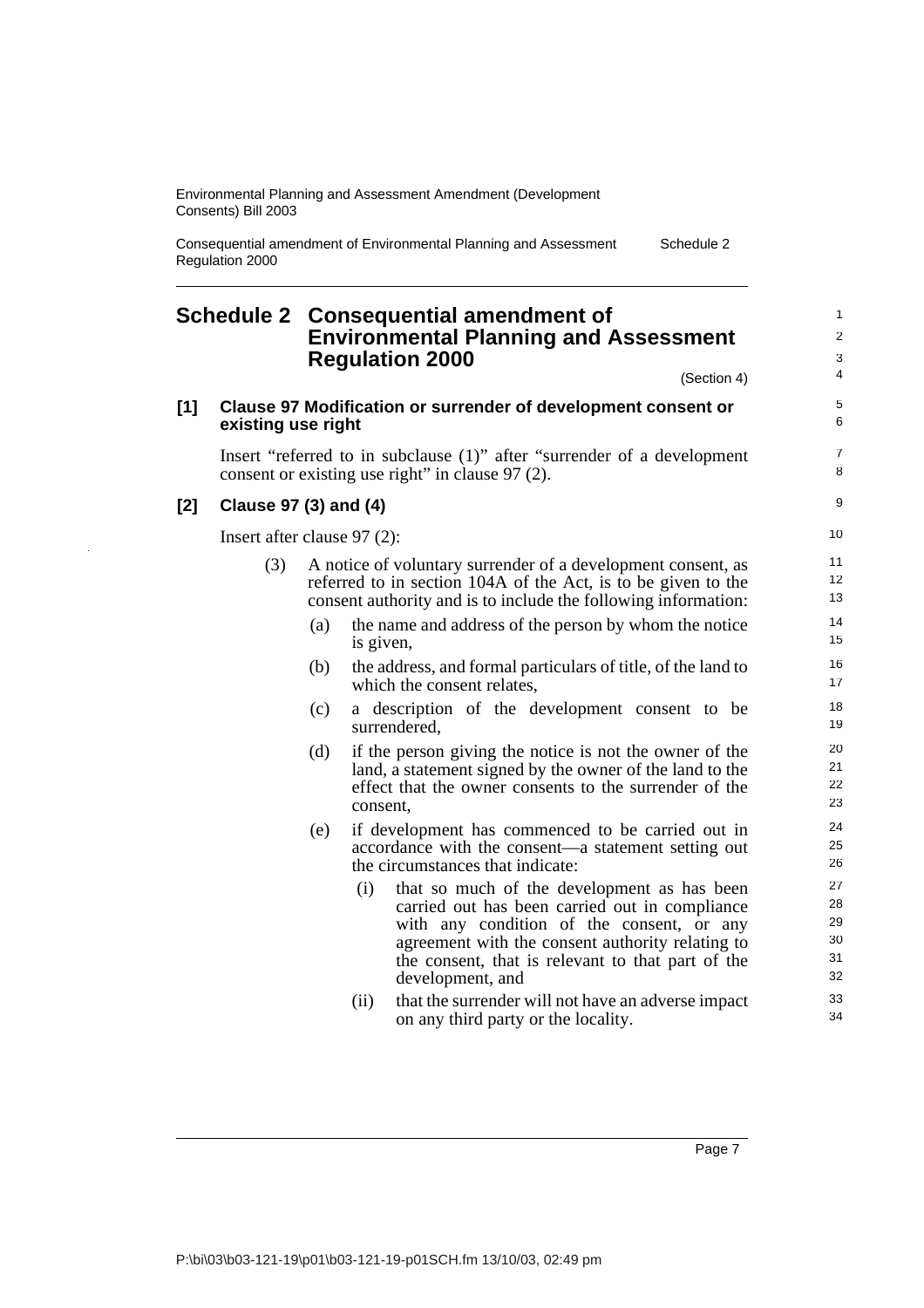# Schedule 2 Consequential amendment of Environmental Planning and Assessment Regulation 2000

(Section 4)

**[1] Clause 97 Modification or surrender of development consent or existing use right**

Insert "referred to in subclause (1)" after "surrender of a development consent or existing use right" in clause 97 (2).

**[2] Clause 97 (3) and (4)**

Insert after clause 97 (2):

(3) A notice of voluntary surrender of a development consent, as referred to in section 104A of the Act, is to be given to the consent authority and is to include the following information:

(a) the name and address of the person by whom the notice is given,

(b) the address, and formal particulars of title, of the land to which the consent relates,

(c) a description of the development consent to be surrendered,

(d) if the person giving the notice is not the owner of the land, a statement signed by the owner of the land to the effect that the owner consents to the surrender of the consent,

(e) if development has commenced to be carried out in accordance with the consent—a statement setting out the circumstances that indicate:

(i) that so much of the development as has been carried out has been carried out in compliance with any condition of the consent, or any agreement with the consent authority relating to the consent, that is relevant to that part of the development, and

(ii) that the surrender will not have an adverse impact on any third party or the locality.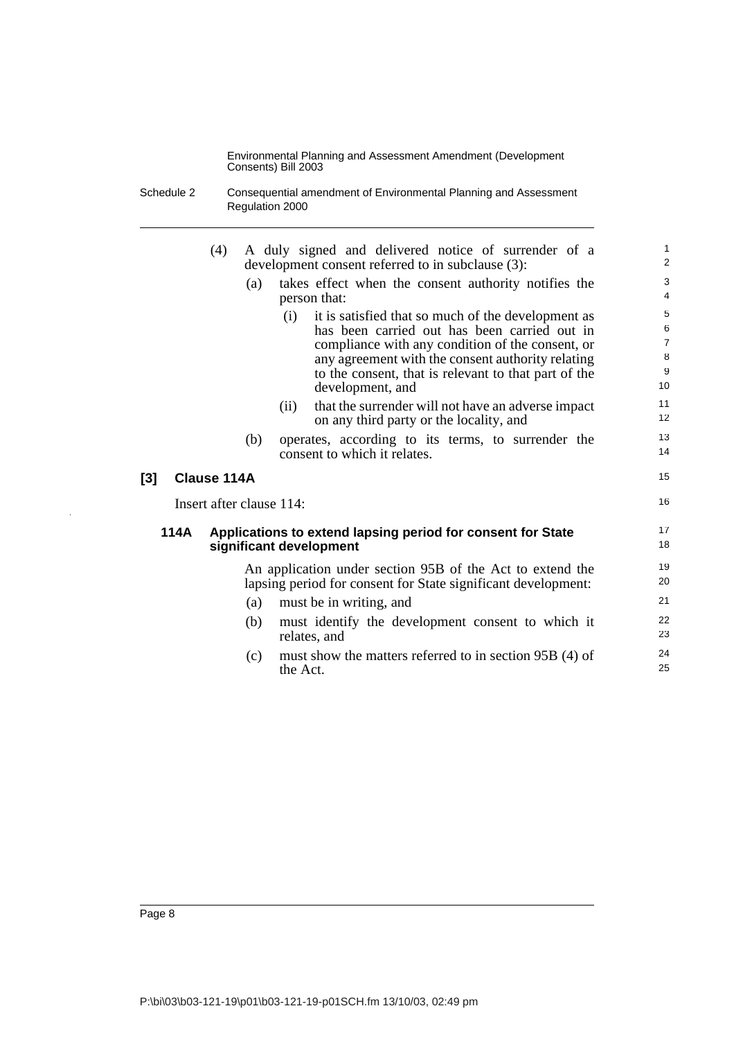(4) A duly signed and delivered notice of surrender of a development consent referred to in subclause (3):

(a) takes effect when the consent authority notifies the person that:

(i) it is satisfied that so much of the development as has been carried out has been carried out in compliance with any condition of the consent, or any agreement with the consent authority relating to the consent, that is relevant to that part of the development, and

(ii) that the surrender will not have an adverse impact on any third party or the locality, and

(b) operates, according to its terms, to surrender the consent to which it relates.

### [3] Clause 114A

Insert after clause 114:

#### 114A Applications to extend lapsing period for consent for State significant development

An application under section 95B of the Act to extend the lapsing period for consent for State significant development:

(a) must be in writing, and

(b) must identify the development consent to which it relates, and

(c) must show the matters referred to in section 95B (4) of the Act.